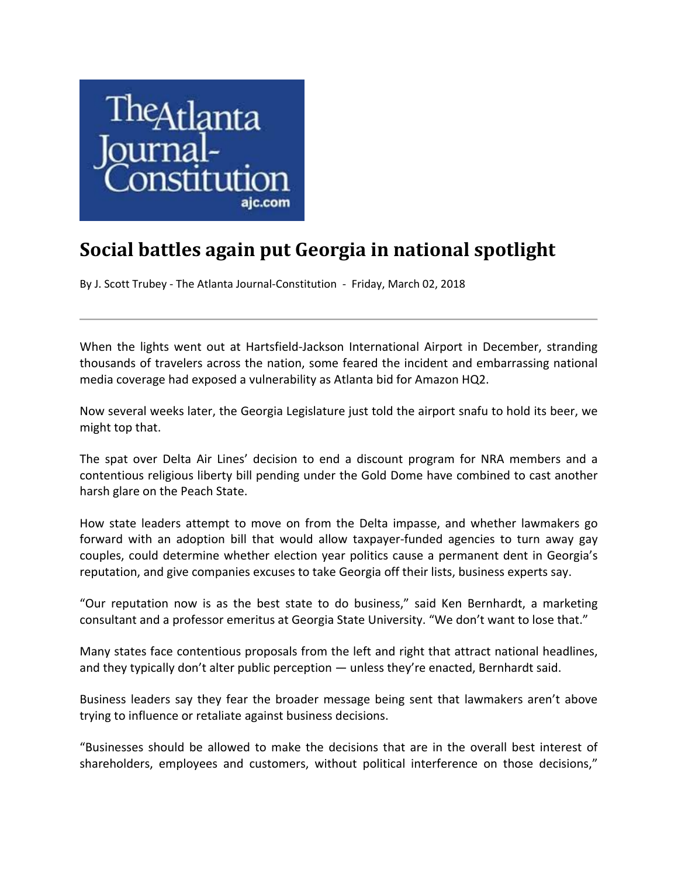The Atlanta Journal-Constitution
ajc.com

# Social battles again put Georgia in national spotlight

By J. Scott Trubey - The Atlanta Journal-Constitution - Friday, March 02, 2018

---

When the lights went out at Hartsfield-Jackson International Airport in December, stranding thousands of travelers across the nation, some feared the incident and embarrassing national media coverage had exposed a vulnerability as Atlanta bid for Amazon HQ2.

Now several weeks later, the Georgia Legislature just told the airport snafu to hold its beer, we might top that.

The spat over Delta Air Lines' decision to end a discount program for NRA members and a contentious religious liberty bill pending under the Gold Dome have combined to cast another harsh glare on the Peach State.

How state leaders attempt to move on from the Delta impasse, and whether lawmakers go forward with an adoption bill that would allow taxpayer-funded agencies to turn away gay couples, could determine whether election year politics cause a permanent dent in Georgia's reputation, and give companies excuses to take Georgia off their lists, business experts say.

"Our reputation now is as the best state to do business," said Ken Bernhardt, a marketing consultant and a professor emeritus at Georgia State University. "We don't want to lose that."

Many states face contentious proposals from the left and right that attract national headlines, and they typically don't alter public perception — unless they're enacted, Bernhardt said.

Business leaders say they fear the broader message being sent that lawmakers aren't above trying to influence or retaliate against business decisions.

"Businesses should be allowed to make the decisions that are in the overall best interest of shareholders, employees and customers, without political interference on those decisions,"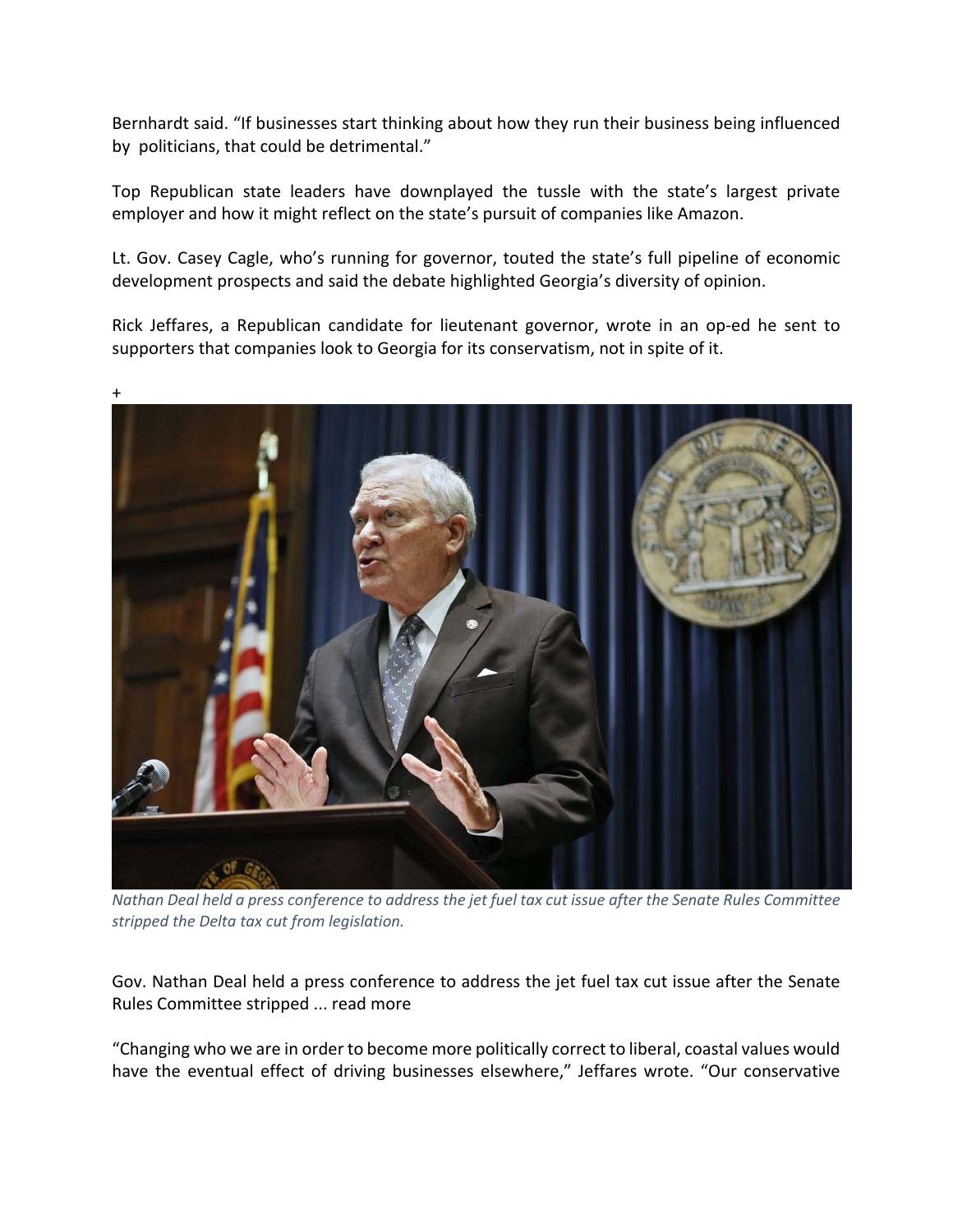Bernhardt said. "If businesses start thinking about how they run their business being influenced by politicians, that could be detrimental."

Top Republican state leaders have downplayed the tussle with the state's largest private employer and how it might reflect on the state's pursuit of companies like Amazon.

Lt. Gov. Casey Cagle, who's running for governor, touted the state's full pipeline of economic development prospects and said the debate highlighted Georgia's diversity of opinion.

Rick Jeffares, a Republican candidate for lieutenant governor, wrote in an op-ed he sent to supporters that companies look to Georgia for its conservatism, not in spite of it.

+

*Nathan Deal held a press conference to address the jet fuel tax cut issue after the Senate Rules Committee stripped the Delta tax cut from legislation.*

Gov. Nathan Deal held a press conference to address the jet fuel tax cut issue after the Senate Rules Committee stripped ... read more

"Changing who we are in order to become more politically correct to liberal, coastal values would have the eventual effect of driving businesses elsewhere," Jeffares wrote. "Our conservative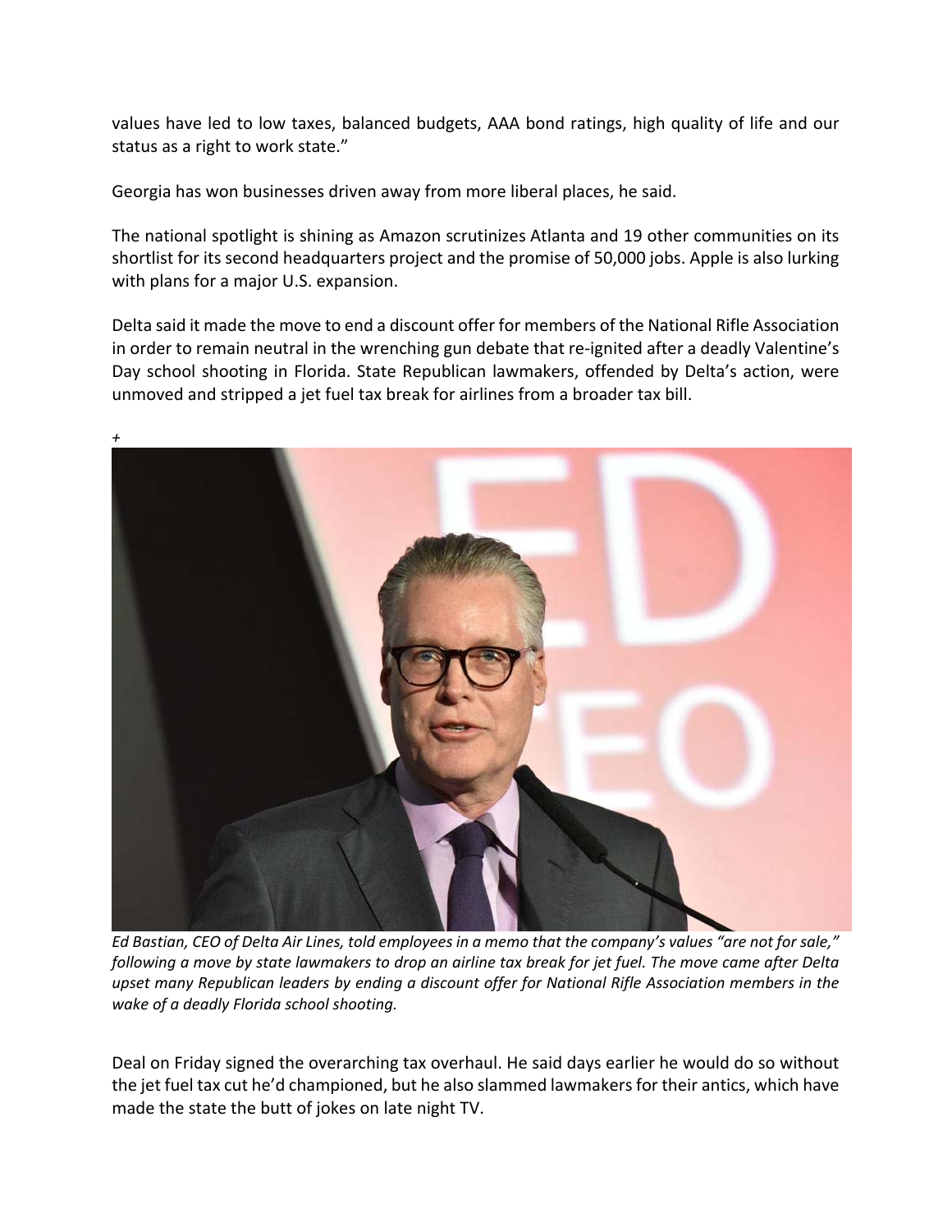values have led to low taxes, balanced budgets, AAA bond ratings, high quality of life and our status as a right to work state."

Georgia has won businesses driven away from more liberal places, he said.

The national spotlight is shining as Amazon scrutinizes Atlanta and 19 other communities on its shortlist for its second headquarters project and the promise of 50,000 jobs. Apple is also lurking with plans for a major U.S. expansion.

Delta said it made the move to end a discount offer for members of the National Rifle Association in order to remain neutral in the wrenching gun debate that re-ignited after a deadly Valentine's Day school shooting in Florida. State Republican lawmakers, offended by Delta's action, were unmoved and stripped a jet fuel tax break for airlines from a broader tax bill.

*Ed Bastian, CEO of Delta Air Lines, told employees in a memo that the company's values "are not for sale," following a move by state lawmakers to drop an airline tax break for jet fuel. The move came after Delta upset many Republican leaders by ending a discount offer for National Rifle Association members in the wake of a deadly Florida school shooting.*

Deal on Friday signed the overarching tax overhaul. He said days earlier he would do so without the jet fuel tax cut he'd championed, but he also slammed lawmakers for their antics, which have made the state the butt of jokes on late night TV.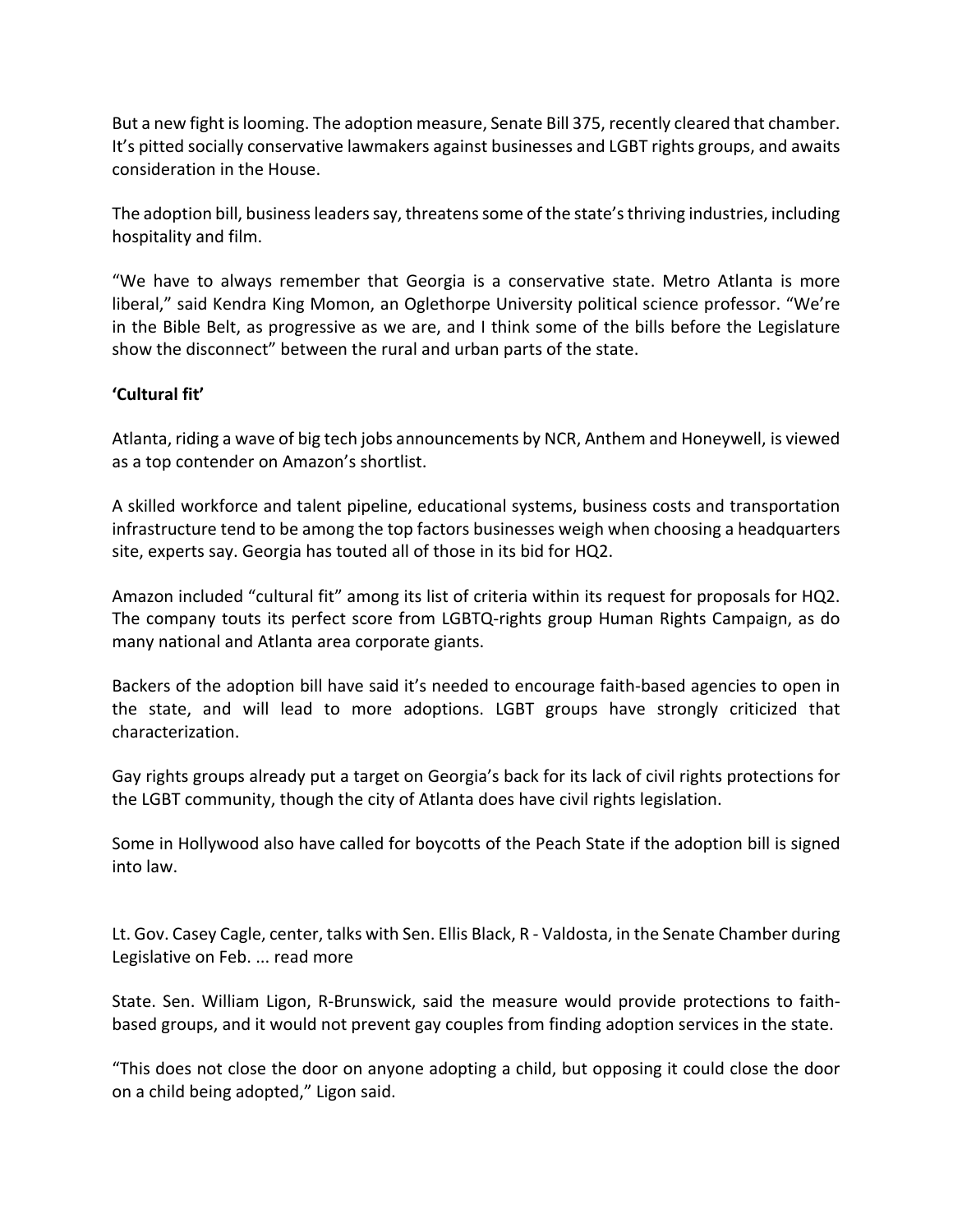But a new fight is looming. The adoption measure, Senate Bill 375, recently cleared that chamber. It's pitted socially conservative lawmakers against businesses and LGBT rights groups, and awaits consideration in the House.

The adoption bill, business leaders say, threatens some of the state's thriving industries, including hospitality and film.

"We have to always remember that Georgia is a conservative state. Metro Atlanta is more liberal," said Kendra King Momon, an Oglethorpe University political science professor. "We're in the Bible Belt, as progressive as we are, and I think some of the bills before the Legislature show the disconnect" between the rural and urban parts of the state.

**'Cultural fit'**

Atlanta, riding a wave of big tech jobs announcements by NCR, Anthem and Honeywell, is viewed as a top contender on Amazon's shortlist.

A skilled workforce and talent pipeline, educational systems, business costs and transportation infrastructure tend to be among the top factors businesses weigh when choosing a headquarters site, experts say. Georgia has touted all of those in its bid for HQ2.

Amazon included "cultural fit" among its list of criteria within its request for proposals for HQ2. The company touts its perfect score from LGBTQ-rights group Human Rights Campaign, as do many national and Atlanta area corporate giants.

Backers of the adoption bill have said it's needed to encourage faith-based agencies to open in the state, and will lead to more adoptions. LGBT groups have strongly criticized that characterization.

Gay rights groups already put a target on Georgia's back for its lack of civil rights protections for the LGBT community, though the city of Atlanta does have civil rights legislation.

Some in Hollywood also have called for boycotts of the Peach State if the adoption bill is signed into law.

Lt. Gov. Casey Cagle, center, talks with Sen. Ellis Black, R - Valdosta, in the Senate Chamber during Legislative on Feb. ... read more

State. Sen. William Ligon, R-Brunswick, said the measure would provide protections to faith-based groups, and it would not prevent gay couples from finding adoption services in the state.

"This does not close the door on anyone adopting a child, but opposing it could close the door on a child being adopted," Ligon said.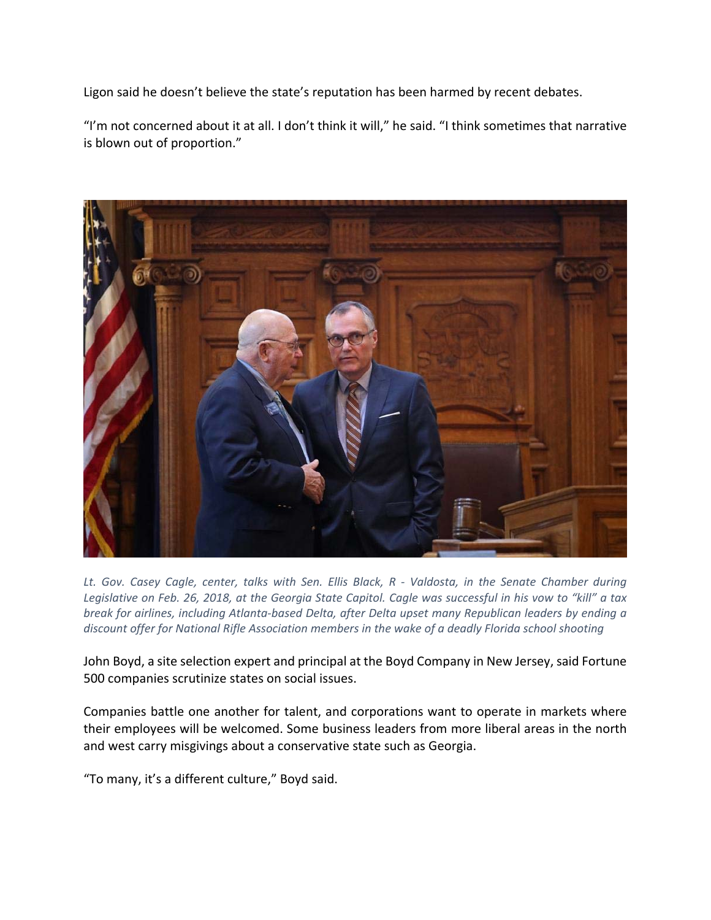Ligon said he doesn't believe the state's reputation has been harmed by recent debates.

"I'm not concerned about it at all. I don't think it will," he said. "I think sometimes that narrative is blown out of proportion."

*Lt. Gov. Casey Cagle, center, talks with Sen. Ellis Black, R - Valdosta, in the Senate Chamber during Legislative on Feb. 26, 2018, at the Georgia State Capitol. Cagle was successful in his vow to "kill" a tax break for airlines, including Atlanta-based Delta, after Delta upset many Republican leaders by ending a discount offer for National Rifle Association members in the wake of a deadly Florida school shooting*

John Boyd, a site selection expert and principal at the Boyd Company in New Jersey, said Fortune 500 companies scrutinize states on social issues.

Companies battle one another for talent, and corporations want to operate in markets where their employees will be welcomed. Some business leaders from more liberal areas in the north and west carry misgivings about a conservative state such as Georgia.

"To many, it's a different culture," Boyd said.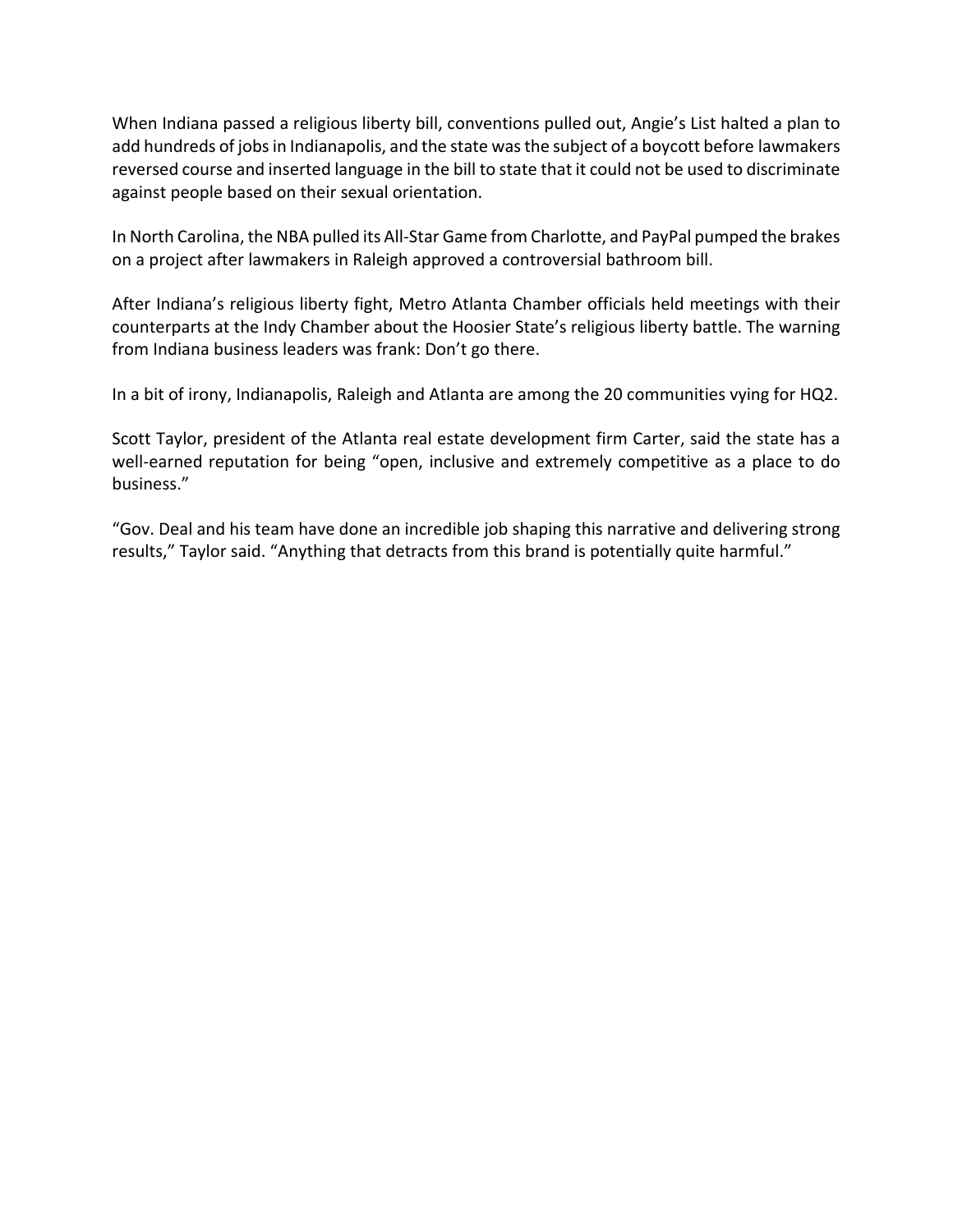When Indiana passed a religious liberty bill, conventions pulled out, Angie's List halted a plan to add hundreds of jobs in Indianapolis, and the state was the subject of a boycott before lawmakers reversed course and inserted language in the bill to state that it could not be used to discriminate against people based on their sexual orientation.

In North Carolina, the NBA pulled its All-Star Game from Charlotte, and PayPal pumped the brakes on a project after lawmakers in Raleigh approved a controversial bathroom bill.

After Indiana's religious liberty fight, Metro Atlanta Chamber officials held meetings with their counterparts at the Indy Chamber about the Hoosier State's religious liberty battle. The warning from Indiana business leaders was frank: Don't go there.

In a bit of irony, Indianapolis, Raleigh and Atlanta are among the 20 communities vying for HQ2.

Scott Taylor, president of the Atlanta real estate development firm Carter, said the state has a well-earned reputation for being "open, inclusive and extremely competitive as a place to do business."

"Gov. Deal and his team have done an incredible job shaping this narrative and delivering strong results," Taylor said. "Anything that detracts from this brand is potentially quite harmful."